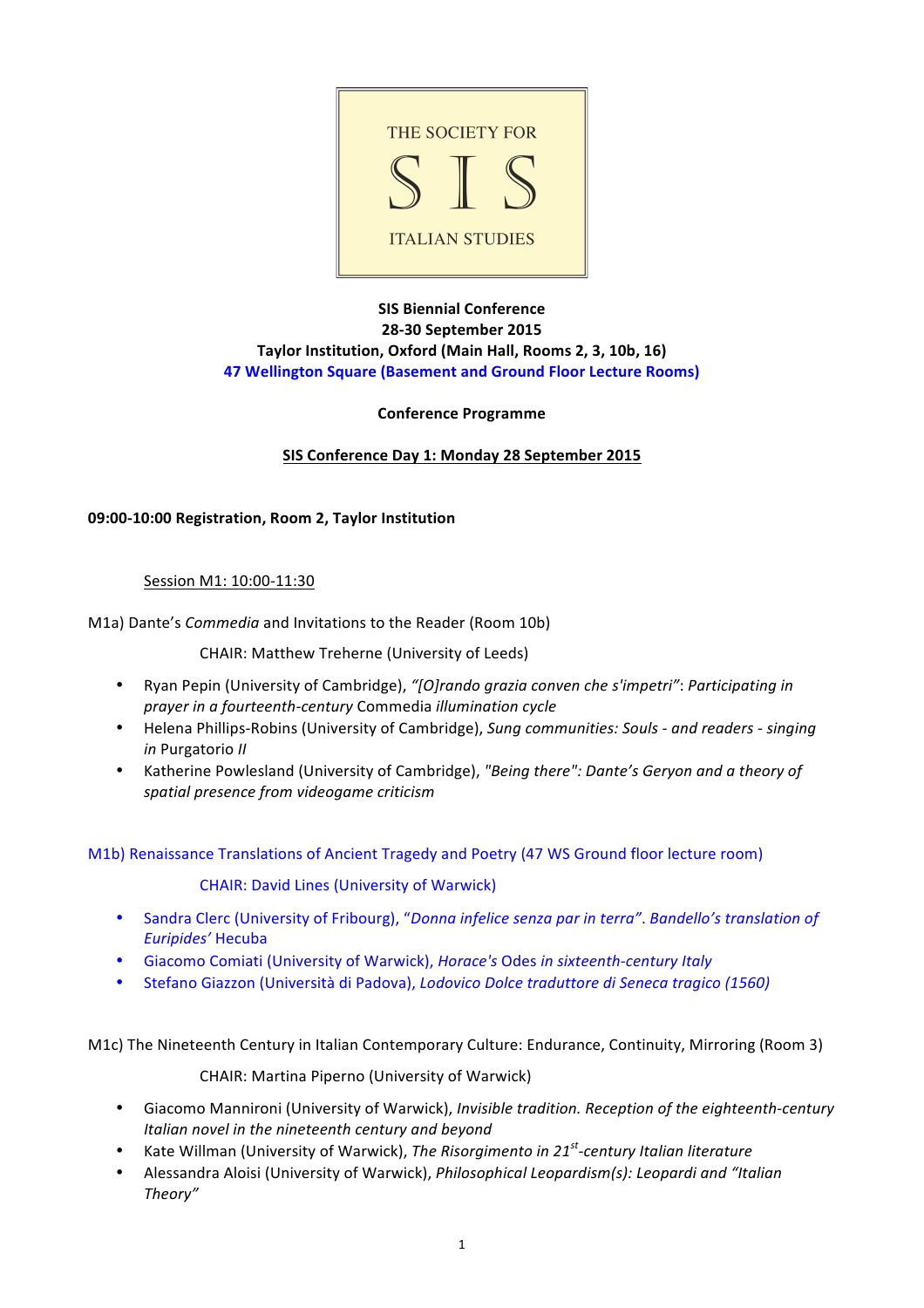THE SOCIETY FOR

S I S

ITALIAN STUDIES

**SIS Biennial Conference**
**28-30 September 2015**
**Taylor Institution, Oxford (Main Hall, Rooms 2, 3, 10b, 16)**
**47 Wellington Square (Basement and Ground Floor Lecture Rooms)**

**Conference Programme**

## SIS Conference Day 1: Monday 28 September 2015

**09:00-10:00 Registration, Room 2, Taylor Institution**

### Session M1: 10:00-11:30

M1a) Dante's *Commedia* and Invitations to the Reader (Room 10b)

CHAIR: Matthew Treherne (University of Leeds)

- Ryan Pepin (University of Cambridge), *"[O]rando grazia conven che s'impetri": Participating in prayer in a fourteenth-century* Commedia *illumination cycle*
- Helena Phillips-Robins (University of Cambridge), *Sung communities: Souls - and readers - singing in* Purgatorio *II*
- Katherine Powlesland (University of Cambridge), *"Being there": Dante's Geryon and a theory of spatial presence from videogame criticism*

M1b) Renaissance Translations of Ancient Tragedy and Poetry (47 WS Ground floor lecture room)

CHAIR: David Lines (University of Warwick)

- Sandra Clerc (University of Fribourg), *"Donna infelice senza par in terra". Bandello's translation of Euripides'* Hecuba
- Giacomo Comiati (University of Warwick), *Horace's* Odes *in sixteenth-century Italy*
- Stefano Giazzon (Università di Padova), *Lodovico Dolce traduttore di Seneca tragico (1560)*

M1c) The Nineteenth Century in Italian Contemporary Culture: Endurance, Continuity, Mirroring (Room 3)

CHAIR: Martina Piperno (University of Warwick)

- Giacomo Mannironi (University of Warwick), *Invisible tradition. Reception of the eighteenth-century Italian novel in the nineteenth century and beyond*
- Kate Willman (University of Warwick), *The Risorgimento in 21st-century Italian literature*
- Alessandra Aloisi (University of Warwick), *Philosophical Leopardism(s): Leopardi and "Italian Theory"*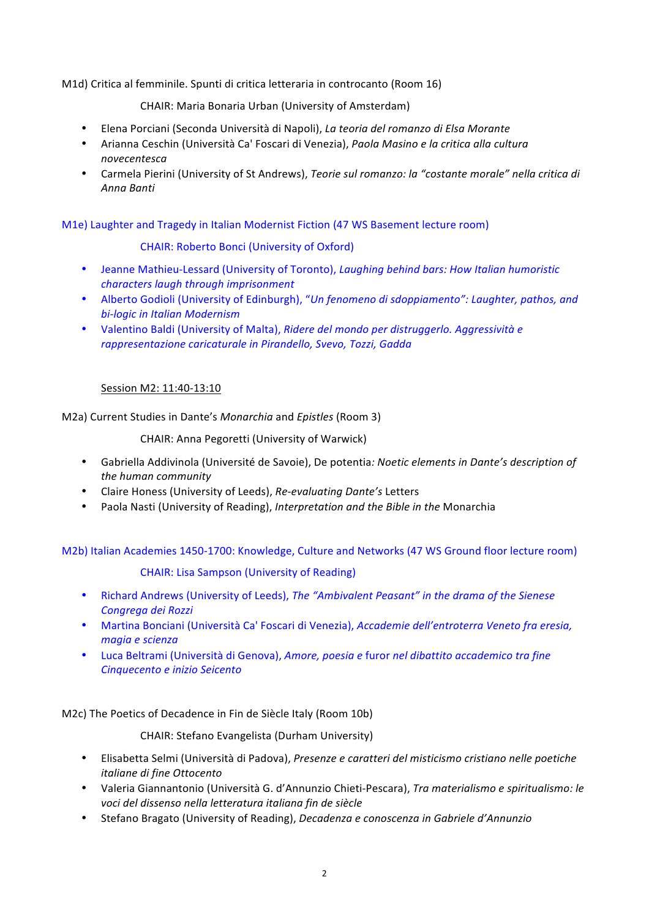M1d) Critica al femminile. Spunti di critica letteraria in controcanto (Room 16)

CHAIR: Maria Bonaria Urban (University of Amsterdam)

- Elena Porciani (Seconda Università di Napoli), *La teoria del romanzo di Elsa Morante*
- Arianna Ceschin (Università Ca' Foscari di Venezia), *Paola Masino e la critica alla cultura novecentesca*
- Carmela Pierini (University of St Andrews), *Teorie sul romanzo: la "costante morale" nella critica di Anna Banti*

M1e) Laughter and Tragedy in Italian Modernist Fiction (47 WS Basement lecture room)

CHAIR: Roberto Bonci (University of Oxford)

- Jeanne Mathieu-Lessard (University of Toronto), *Laughing behind bars: How Italian humoristic characters laugh through imprisonment*
- Alberto Godioli (University of Edinburgh), *"Un fenomeno di sdoppiamento": Laughter, pathos, and bi-logic in Italian Modernism*
- Valentino Baldi (University of Malta), *Ridere del mondo per distruggerlo. Aggressività e rappresentazione caricaturale in Pirandello, Svevo, Tozzi, Gadda*

Session M2: 11:40-13:10

M2a) Current Studies in Dante's *Monarchia* and *Epistles* (Room 3)

CHAIR: Anna Pegoretti (University of Warwick)

- Gabriella Addivinola (Université de Savoie), De potentia*: Noetic elements in Dante's description of the human community*
- Claire Honess (University of Leeds), *Re-evaluating Dante's* Letters
- Paola Nasti (University of Reading), *Interpretation and the Bible in the* Monarchia

M2b) Italian Academies 1450-1700: Knowledge, Culture and Networks (47 WS Ground floor lecture room)

CHAIR: Lisa Sampson (University of Reading)

- Richard Andrews (University of Leeds), *The "Ambivalent Peasant" in the drama of the Sienese Congrega dei Rozzi*
- Martina Bonciani (Università Ca' Foscari di Venezia), *Accademie dell'entroterra Veneto fra eresia, magia e scienza*
- Luca Beltrami (Università di Genova), *Amore, poesia e* furor *nel dibattito accademico tra fine Cinquecento e inizio Seicento*

M2c) The Poetics of Decadence in Fin de Siècle Italy (Room 10b)

CHAIR: Stefano Evangelista (Durham University)

- Elisabetta Selmi (Università di Padova), *Presenze e caratteri del misticismo cristiano nelle poetiche italiane di fine Ottocento*
- Valeria Giannantonio (Università G. d'Annunzio Chieti-Pescara), *Tra materialismo e spiritualismo: le voci del dissenso nella letteratura italiana fin de siècle*
- Stefano Bragato (University of Reading), *Decadenza e conoscenza in Gabriele d'Annunzio*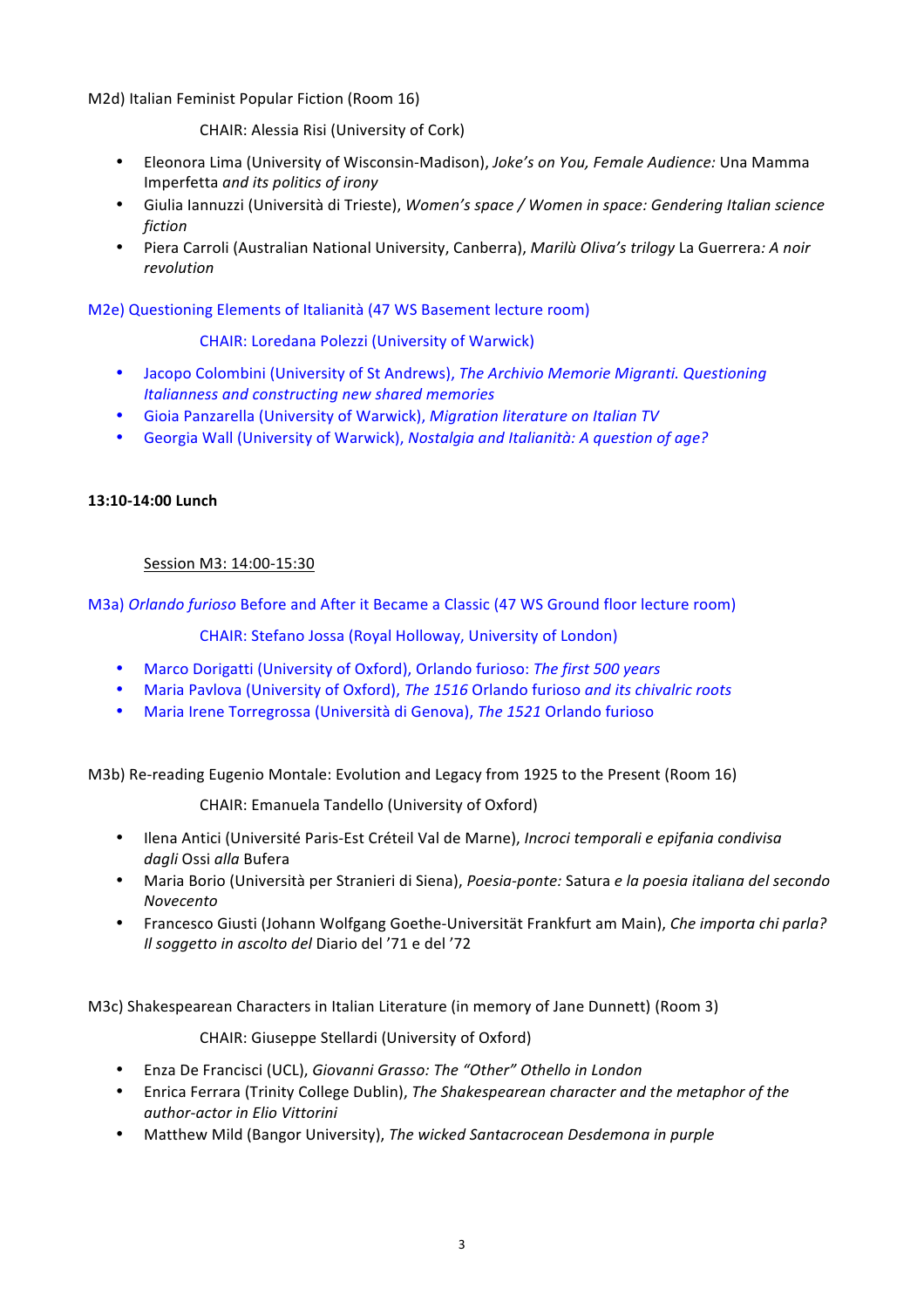M2d) Italian Feminist Popular Fiction (Room 16)

CHAIR: Alessia Risi (University of Cork)

- Eleonora Lima (University of Wisconsin-Madison), *Joke's on You, Female Audience:* Una Mamma Imperfetta *and its politics of irony*
- Giulia Iannuzzi (Università di Trieste), *Women's space / Women in space: Gendering Italian science fiction*
- Piera Carroli (Australian National University, Canberra), *Marilù Oliva's trilogy* La Guerrera*: A noir revolution*

M2e) Questioning Elements of Italianità (47 WS Basement lecture room)

CHAIR: Loredana Polezzi (University of Warwick)

- Jacopo Colombini (University of St Andrews), *The Archivio Memorie Migranti. Questioning Italianness and constructing new shared memories*
- Gioia Panzarella (University of Warwick), *Migration literature on Italian TV*
- Georgia Wall (University of Warwick), *Nostalgia and Italianità: A question of age?*

**13:10-14:00 Lunch**

Session M3: 14:00-15:30

M3a) *Orlando furioso* Before and After it Became a Classic (47 WS Ground floor lecture room)

CHAIR: Stefano Jossa (Royal Holloway, University of London)

- Marco Dorigatti (University of Oxford), Orlando furioso: *The first 500 years*
- Maria Pavlova (University of Oxford), *The 1516* Orlando furioso *and its chivalric roots*
- Maria Irene Torregrossa (Università di Genova), *The 1521* Orlando furioso

M3b) Re-reading Eugenio Montale: Evolution and Legacy from 1925 to the Present (Room 16)

CHAIR: Emanuela Tandello (University of Oxford)

- Ilena Antici (Université Paris-Est Créteil Val de Marne), *Incroci temporali e epifania condivisa dagli* Ossi *alla* Bufera
- Maria Borio (Università per Stranieri di Siena), *Poesia-ponte:* Satura *e la poesia italiana del secondo Novecento*
- Francesco Giusti (Johann Wolfgang Goethe-Universität Frankfurt am Main), *Che importa chi parla? Il soggetto in ascolto del* Diario del '71 e del '72

M3c) Shakespearean Characters in Italian Literature (in memory of Jane Dunnett) (Room 3)

CHAIR: Giuseppe Stellardi (University of Oxford)

- Enza De Francisci (UCL), *Giovanni Grasso: The "Other" Othello in London*
- Enrica Ferrara (Trinity College Dublin), *The Shakespearean character and the metaphor of the author-actor in Elio Vittorini*
- Matthew Mild (Bangor University), *The wicked Santacrocean Desdemona in purple*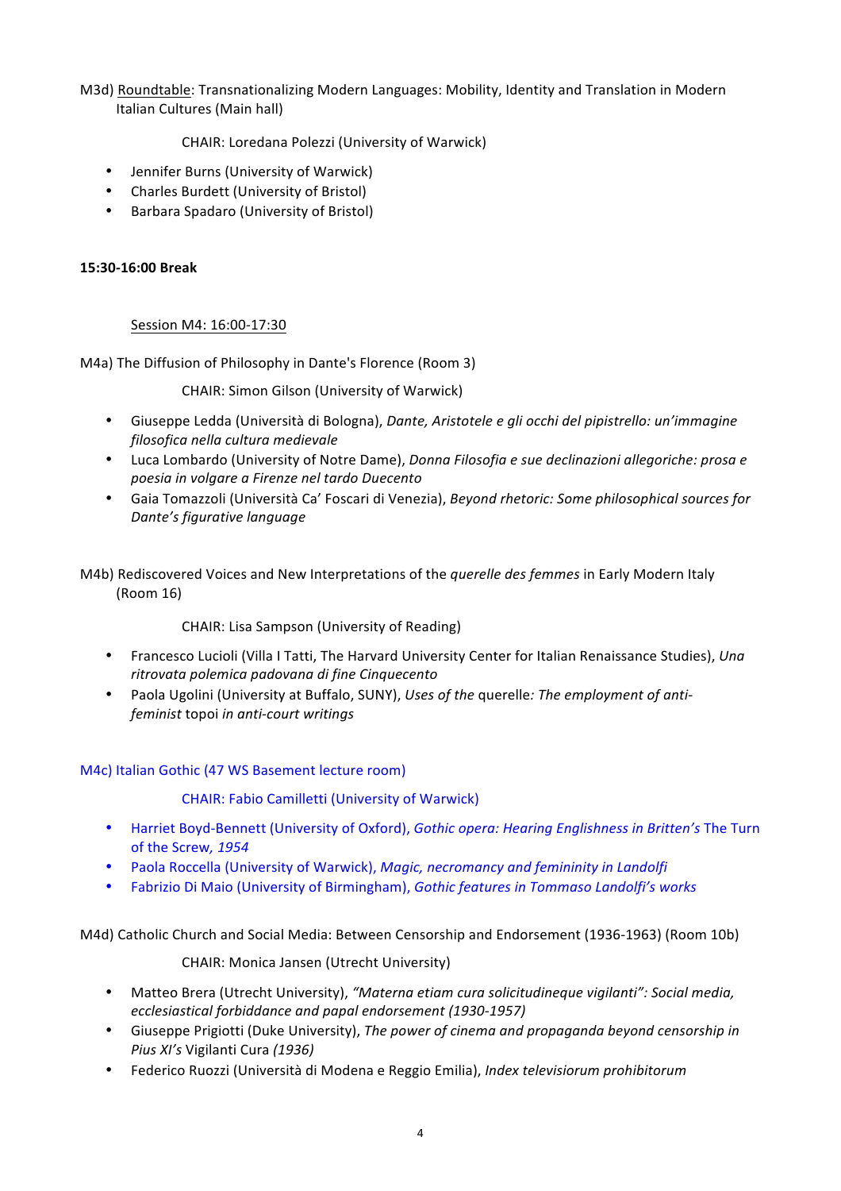M3d) Roundtable: Transnationalizing Modern Languages: Mobility, Identity and Translation in Modern Italian Cultures (Main hall)

CHAIR: Loredana Polezzi (University of Warwick)

- Jennifer Burns (University of Warwick)
- Charles Burdett (University of Bristol)
- Barbara Spadaro (University of Bristol)

**15:30-16:00 Break**

Session M4: 16:00-17:30

M4a) The Diffusion of Philosophy in Dante's Florence (Room 3)

CHAIR: Simon Gilson (University of Warwick)

- Giuseppe Ledda (Università di Bologna), *Dante, Aristotele e gli occhi del pipistrello: un'immagine filosofica nella cultura medievale*
- Luca Lombardo (University of Notre Dame), *Donna Filosofia e sue declinazioni allegoriche: prosa e poesia in volgare a Firenze nel tardo Duecento*
- Gaia Tomazzoli (Università Ca' Foscari di Venezia), *Beyond rhetoric: Some philosophical sources for Dante's figurative language*

M4b) Rediscovered Voices and New Interpretations of the *querelle des femmes* in Early Modern Italy (Room 16)

CHAIR: Lisa Sampson (University of Reading)

- Francesco Lucioli (Villa I Tatti, The Harvard University Center for Italian Renaissance Studies), *Una ritrovata polemica padovana di fine Cinquecento*
- Paola Ugolini (University at Buffalo, SUNY), *Uses of the* querelle*: The employment of anti-feminist* topoi *in anti-court writings*

M4c) Italian Gothic (47 WS Basement lecture room)

CHAIR: Fabio Camilletti (University of Warwick)

- Harriet Boyd-Bennett (University of Oxford), *Gothic opera: Hearing Englishness in Britten's* The Turn of the Screw*, 1954*
- Paola Roccella (University of Warwick), *Magic, necromancy and femininity in Landolfi*
- Fabrizio Di Maio (University of Birmingham), *Gothic features in Tommaso Landolfi's works*

M4d) Catholic Church and Social Media: Between Censorship and Endorsement (1936-1963) (Room 10b)

CHAIR: Monica Jansen (Utrecht University)

- Matteo Brera (Utrecht University), *"Materna etiam cura solicitudineque vigilanti": Social media, ecclesiastical forbiddance and papal endorsement (1930-1957)*
- Giuseppe Prigiotti (Duke University), *The power of cinema and propaganda beyond censorship in Pius XI's* Vigilanti Cura *(1936)*
- Federico Ruozzi (Università di Modena e Reggio Emilia), *Index televisiorum prohibitorum*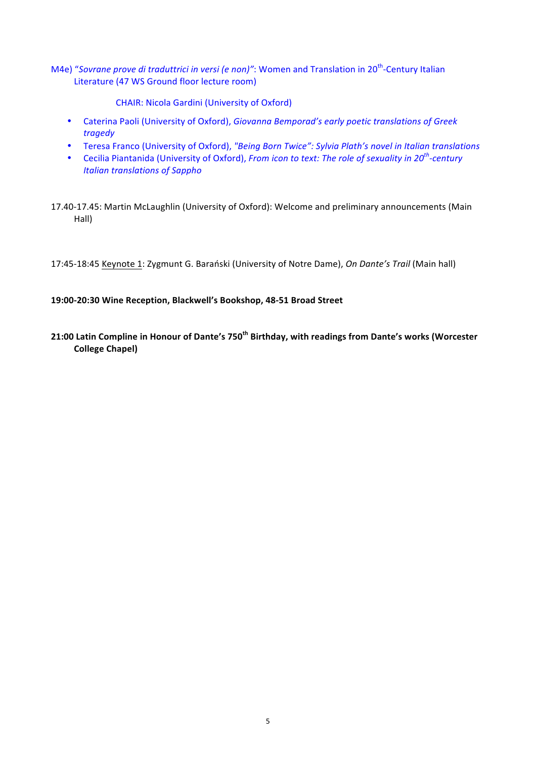M4e) *"Sovrane prove di traduttrici in versi (e non)"*: Women and Translation in 20th-Century Italian Literature (47 WS Ground floor lecture room)

CHAIR: Nicola Gardini (University of Oxford)

- Caterina Paoli (University of Oxford), *Giovanna Bemporad's early poetic translations of Greek tragedy*
- Teresa Franco (University of Oxford), *"Being Born Twice": Sylvia Plath's novel in Italian translations*
- Cecilia Piantanida (University of Oxford), *From icon to text: The role of sexuality in 20th-century Italian translations of Sappho*

17.40-17.45: Martin McLaughlin (University of Oxford): Welcome and preliminary announcements (Main Hall)

17:45-18:45 Keynote 1: Zygmunt G. Barański (University of Notre Dame), *On Dante's Trail* (Main hall)

**19:00-20:30 Wine Reception, Blackwell's Bookshop, 48-51 Broad Street**

**21:00 Latin Compline in Honour of Dante's 750th Birthday, with readings from Dante's works (Worcester College Chapel)**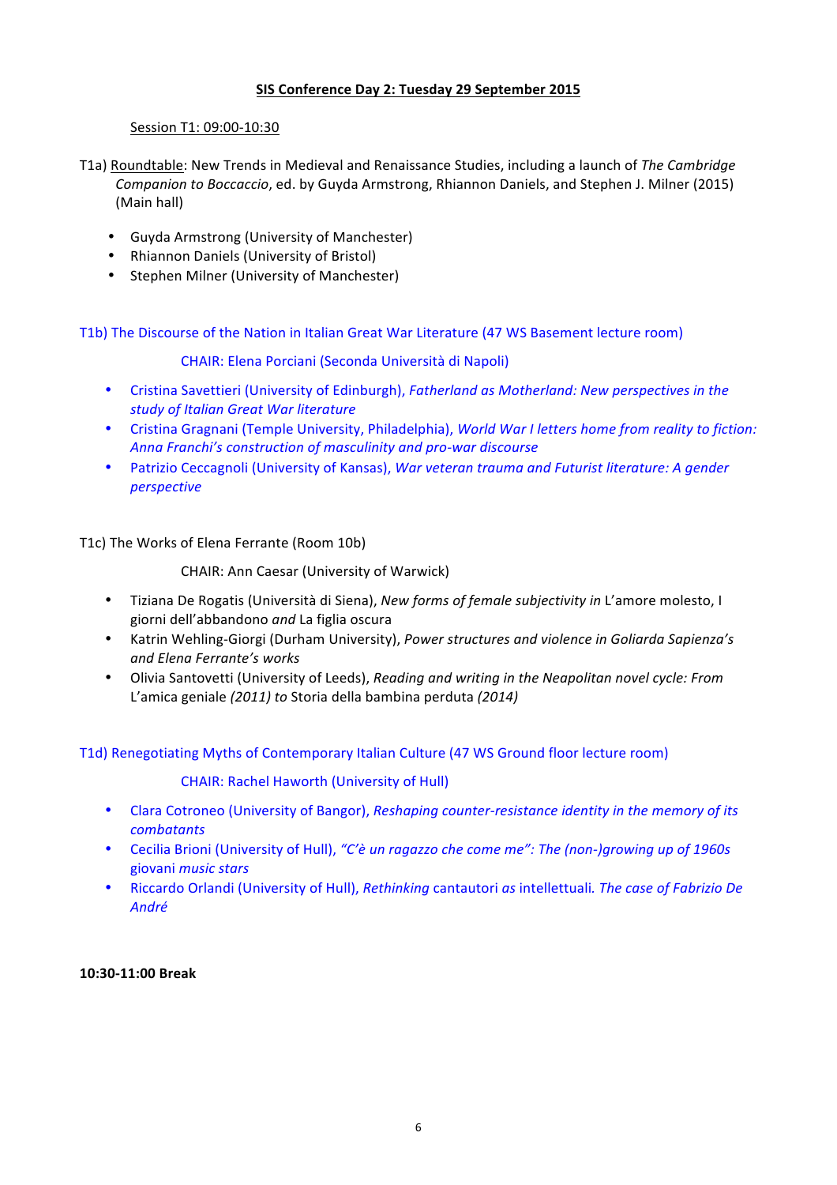## SIS Conference Day 2: Tuesday 29 September 2015

### Session T1: 09:00-10:30

T1a) Roundtable: New Trends in Medieval and Renaissance Studies, including a launch of *The Cambridge Companion to Boccaccio*, ed. by Guyda Armstrong, Rhiannon Daniels, and Stephen J. Milner (2015) (Main hall)

- Guyda Armstrong (University of Manchester)
- Rhiannon Daniels (University of Bristol)
- Stephen Milner (University of Manchester)

T1b) The Discourse of the Nation in Italian Great War Literature (47 WS Basement lecture room)

CHAIR: Elena Porciani (Seconda Università di Napoli)

- Cristina Savettieri (University of Edinburgh), *Fatherland as Motherland: New perspectives in the study of Italian Great War literature*
- Cristina Gragnani (Temple University, Philadelphia), *World War I letters home from reality to fiction: Anna Franchi's construction of masculinity and pro-war discourse*
- Patrizio Ceccagnoli (University of Kansas), *War veteran trauma and Futurist literature: A gender perspective*

T1c) The Works of Elena Ferrante (Room 10b)

CHAIR: Ann Caesar (University of Warwick)

- Tiziana De Rogatis (Università di Siena), *New forms of female subjectivity in* L'amore molesto, I giorni dell'abbandono *and* La figlia oscura
- Katrin Wehling-Giorgi (Durham University), *Power structures and violence in Goliarda Sapienza's and Elena Ferrante's works*
- Olivia Santovetti (University of Leeds), *Reading and writing in the Neapolitan novel cycle: From* L'amica geniale *(2011) to* Storia della bambina perduta *(2014)*

T1d) Renegotiating Myths of Contemporary Italian Culture (47 WS Ground floor lecture room)

CHAIR: Rachel Haworth (University of Hull)

- Clara Cotroneo (University of Bangor), *Reshaping counter-resistance identity in the memory of its combatants*
- Cecilia Brioni (University of Hull), *"C'è un ragazzo che come me": The (non-)growing up of 1960s* giovani *music stars*
- Riccardo Orlandi (University of Hull), *Rethinking* cantautori *as* intellettuali. *The case of Fabrizio De André*

**10:30-11:00 Break**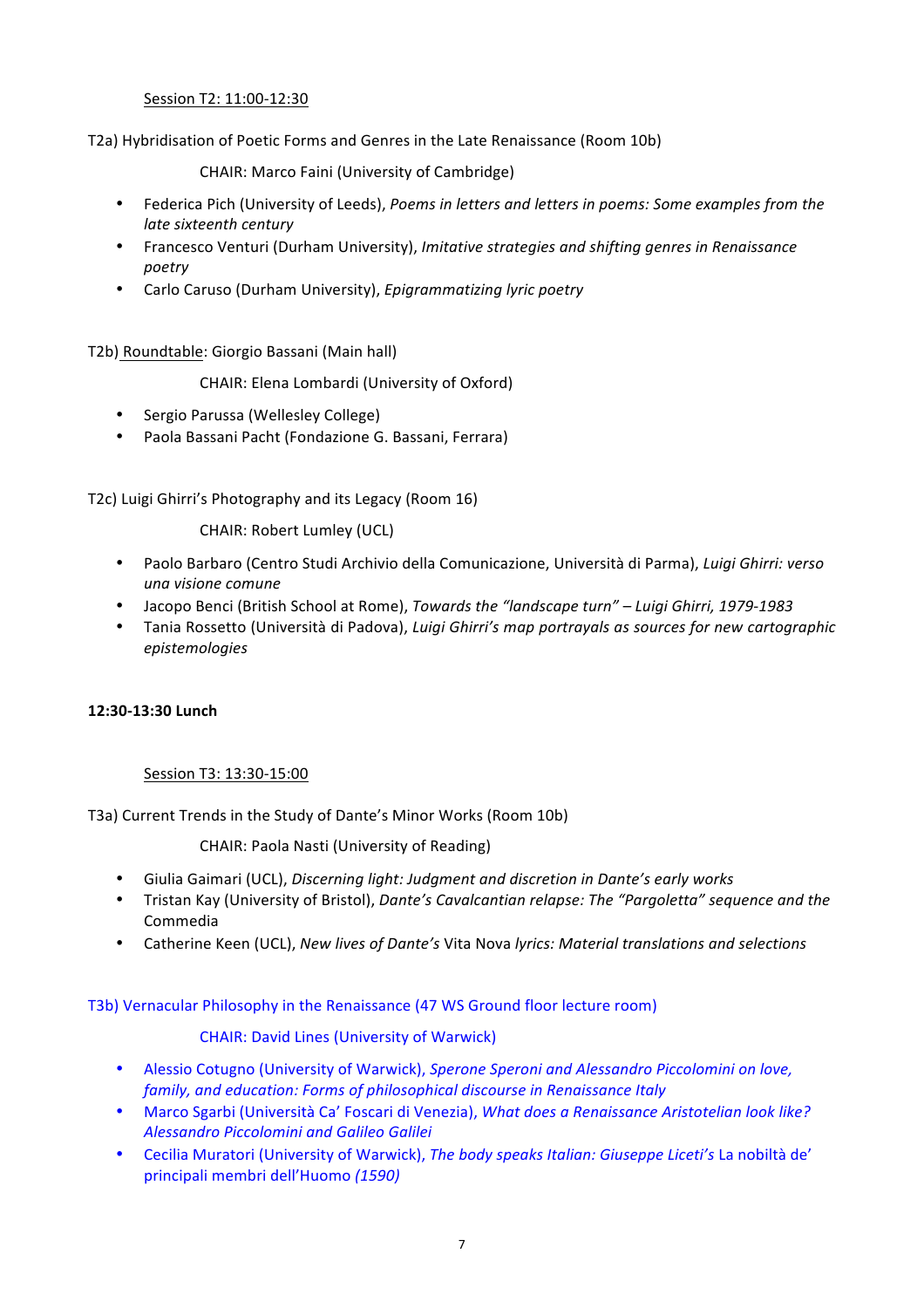Session T2: 11:00-12:30

T2a) Hybridisation of Poetic Forms and Genres in the Late Renaissance (Room 10b)

CHAIR: Marco Faini (University of Cambridge)

- Federica Pich (University of Leeds), *Poems in letters and letters in poems: Some examples from the late sixteenth century*
- Francesco Venturi (Durham University), *Imitative strategies and shifting genres in Renaissance poetry*
- Carlo Caruso (Durham University), *Epigrammatizing lyric poetry*

T2b) Roundtable: Giorgio Bassani (Main hall)

CHAIR: Elena Lombardi (University of Oxford)

- Sergio Parussa (Wellesley College)
- Paola Bassani Pacht (Fondazione G. Bassani, Ferrara)

T2c) Luigi Ghirri's Photography and its Legacy (Room 16)

CHAIR: Robert Lumley (UCL)

- Paolo Barbaro (Centro Studi Archivio della Comunicazione, Università di Parma), *Luigi Ghirri: verso una visione comune*
- Jacopo Benci (British School at Rome), *Towards the "landscape turn" – Luigi Ghirri, 1979-1983*
- Tania Rossetto (Università di Padova), *Luigi Ghirri's map portrayals as sources for new cartographic epistemologies*

**12:30-13:30 Lunch**

Session T3: 13:30-15:00

T3a) Current Trends in the Study of Dante's Minor Works (Room 10b)

CHAIR: Paola Nasti (University of Reading)

- Giulia Gaimari (UCL), *Discerning light: Judgment and discretion in Dante's early works*
- Tristan Kay (University of Bristol), *Dante's Cavalcantian relapse: The "Pargoletta" sequence and the* Commedia
- Catherine Keen (UCL), *New lives of Dante's* Vita Nova *lyrics: Material translations and selections*

T3b) Vernacular Philosophy in the Renaissance (47 WS Ground floor lecture room)

CHAIR: David Lines (University of Warwick)

- Alessio Cotugno (University of Warwick), *Sperone Speroni and Alessandro Piccolomini on love, family, and education: Forms of philosophical discourse in Renaissance Italy*
- Marco Sgarbi (Università Ca' Foscari di Venezia), *What does a Renaissance Aristotelian look like? Alessandro Piccolomini and Galileo Galilei*
- Cecilia Muratori (University of Warwick), *The body speaks Italian: Giuseppe Liceti's* La nobiltà de' principali membri dell'Huomo *(1590)*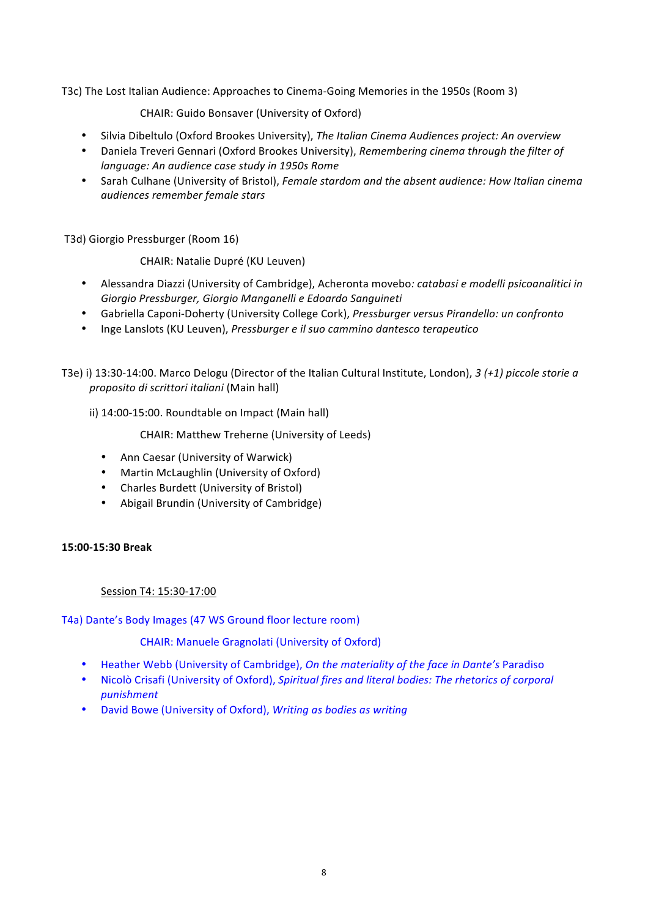T3c) The Lost Italian Audience: Approaches to Cinema-Going Memories in the 1950s (Room 3)

CHAIR: Guido Bonsaver (University of Oxford)

- Silvia Dibeltulo (Oxford Brookes University), *The Italian Cinema Audiences project: An overview*
- Daniela Treveri Gennari (Oxford Brookes University), *Remembering cinema through the filter of language: An audience case study in 1950s Rome*
- Sarah Culhane (University of Bristol), *Female stardom and the absent audience: How Italian cinema audiences remember female stars*

T3d) Giorgio Pressburger (Room 16)

CHAIR: Natalie Dupré (KU Leuven)

- Alessandra Diazzi (University of Cambridge), Acheronta movebo*: catabasi e modelli psicoanalitici in Giorgio Pressburger, Giorgio Manganelli e Edoardo Sanguineti*
- Gabriella Caponi-Doherty (University College Cork), *Pressburger versus Pirandello: un confronto*
- Inge Lanslots (KU Leuven), *Pressburger e il suo cammino dantesco terapeutico*

T3e) i) 13:30-14:00. Marco Delogu (Director of the Italian Cultural Institute, London), *3 (+1) piccole storie a proposito di scrittori italiani* (Main hall)

ii) 14:00-15:00. Roundtable on Impact (Main hall)

CHAIR: Matthew Treherne (University of Leeds)

- Ann Caesar (University of Warwick)
- Martin McLaughlin (University of Oxford)
- Charles Burdett (University of Bristol)
- Abigail Brundin (University of Cambridge)

**15:00-15:30 Break**

Session T4: 15:30-17:00

T4a) Dante's Body Images (47 WS Ground floor lecture room)

CHAIR: Manuele Gragnolati (University of Oxford)

- Heather Webb (University of Cambridge), *On the materiality of the face in Dante's* Paradiso
- Nicolò Crisafi (University of Oxford), *Spiritual fires and literal bodies: The rhetorics of corporal punishment*
- David Bowe (University of Oxford), *Writing as bodies as writing*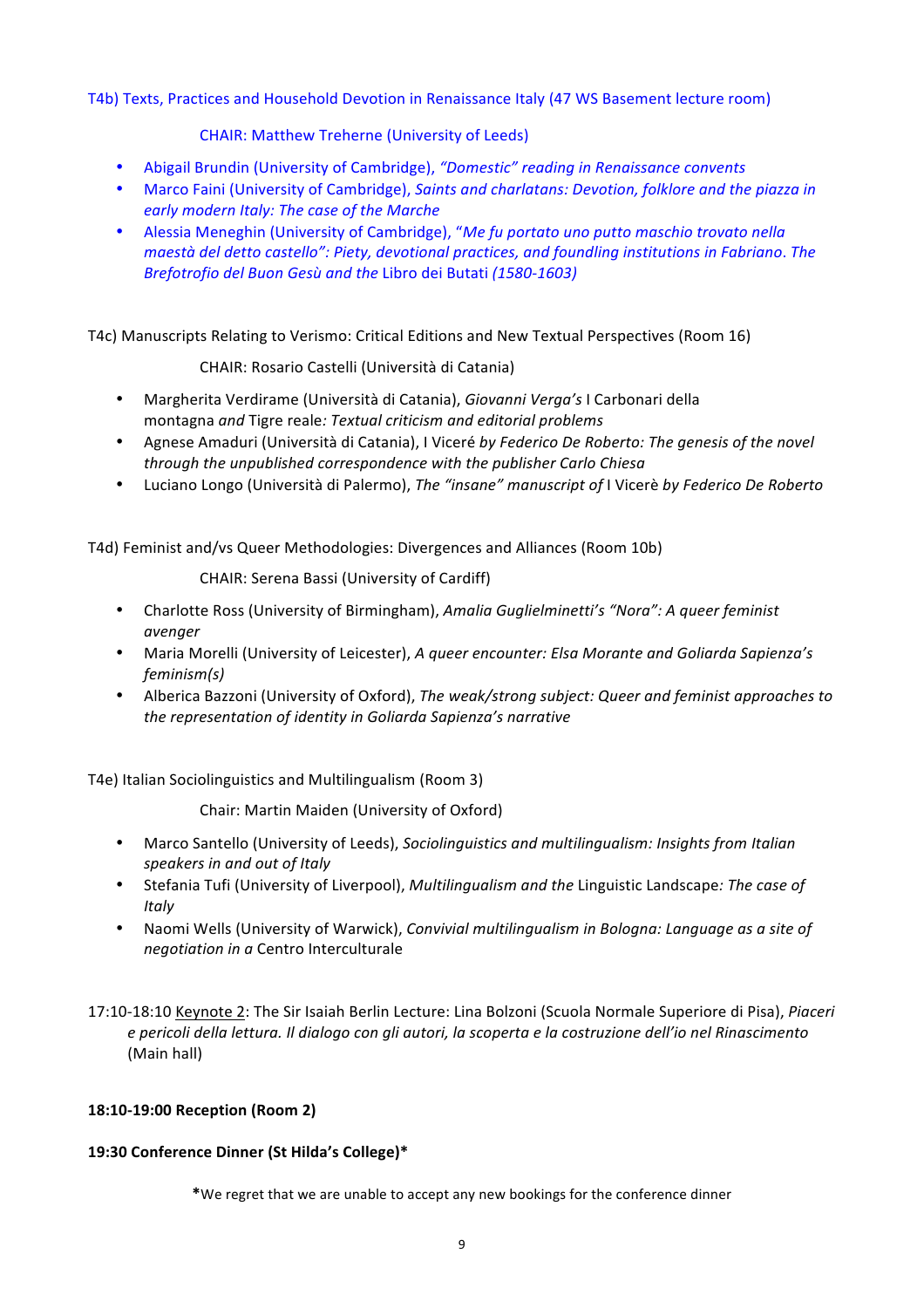T4b) Texts, Practices and Household Devotion in Renaissance Italy (47 WS Basement lecture room)

CHAIR: Matthew Treherne (University of Leeds)

- Abigail Brundin (University of Cambridge), *"Domestic" reading in Renaissance convents*
- Marco Faini (University of Cambridge), *Saints and charlatans: Devotion, folklore and the piazza in early modern Italy: The case of the Marche*
- Alessia Meneghin (University of Cambridge), *"Me fu portato uno putto maschio trovato nella maestà del detto castello": Piety, devotional practices, and foundling institutions in Fabriano. The Brefotrofio del Buon Gesù and the* Libro dei Butati *(1580-1603)*

T4c) Manuscripts Relating to Verismo: Critical Editions and New Textual Perspectives (Room 16)

CHAIR: Rosario Castelli (Università di Catania)

- Margherita Verdirame (Università di Catania), *Giovanni Verga's* I Carbonari della montagna *and* Tigre reale*: Textual criticism and editorial problems*
- Agnese Amaduri (Università di Catania), I Viceré *by Federico De Roberto: The genesis of the novel through the unpublished correspondence with the publisher Carlo Chiesa*
- Luciano Longo (Università di Palermo), *The "insane" manuscript of* I Vicerè *by Federico De Roberto*

T4d) Feminist and/vs Queer Methodologies: Divergences and Alliances (Room 10b)

CHAIR: Serena Bassi (University of Cardiff)

- Charlotte Ross (University of Birmingham), *Amalia Guglielminetti's "Nora": A queer feminist avenger*
- Maria Morelli (University of Leicester), *A queer encounter: Elsa Morante and Goliarda Sapienza's feminism(s)*
- Alberica Bazzoni (University of Oxford), *The weak/strong subject: Queer and feminist approaches to the representation of identity in Goliarda Sapienza's narrative*

T4e) Italian Sociolinguistics and Multilingualism (Room 3)

Chair: Martin Maiden (University of Oxford)

- Marco Santello (University of Leeds), *Sociolinguistics and multilingualism: Insights from Italian speakers in and out of Italy*
- Stefania Tufi (University of Liverpool), *Multilingualism and the* Linguistic Landscape*: The case of Italy*
- Naomi Wells (University of Warwick), *Convivial multilingualism in Bologna: Language as a site of negotiation in a* Centro Interculturale

17:10-18:10 Keynote 2: The Sir Isaiah Berlin Lecture: Lina Bolzoni (Scuola Normale Superiore di Pisa), *Piaceri e pericoli della lettura. Il dialogo con gli autori, la scoperta e la costruzione dell'io nel Rinascimento* (Main hall)

**18:10-19:00 Reception (Room 2)**

**19:30 Conference Dinner (St Hilda's College)***

***We regret that we are unable to accept any new bookings for the conference dinner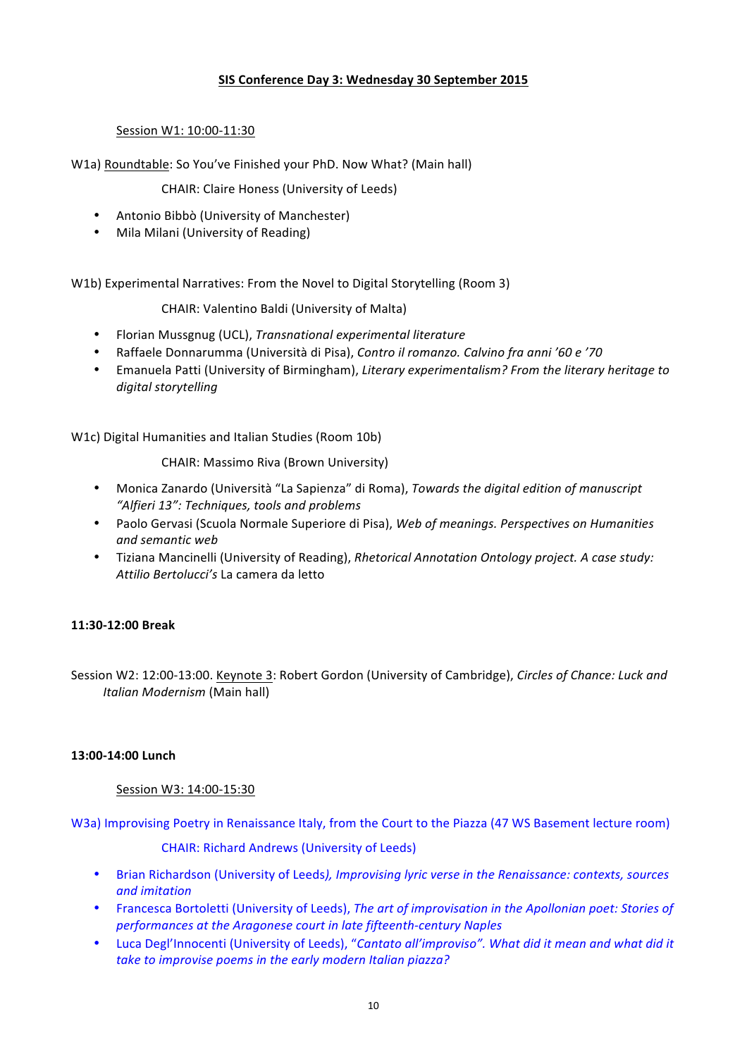## SIS Conference Day 3: Wednesday 30 September 2015

### Session W1: 10:00-11:30

W1a) Roundtable: So You've Finished your PhD. Now What? (Main hall)

CHAIR: Claire Honess (University of Leeds)

- Antonio Bibbò (University of Manchester)
- Mila Milani (University of Reading)

W1b) Experimental Narratives: From the Novel to Digital Storytelling (Room 3)

CHAIR: Valentino Baldi (University of Malta)

- Florian Mussgnug (UCL), *Transnational experimental literature*
- Raffaele Donnarumma (Università di Pisa), *Contro il romanzo. Calvino fra anni '60 e '70*
- Emanuela Patti (University of Birmingham), *Literary experimentalism? From the literary heritage to digital storytelling*

W1c) Digital Humanities and Italian Studies (Room 10b)

CHAIR: Massimo Riva (Brown University)

- Monica Zanardo (Università "La Sapienza" di Roma), *Towards the digital edition of manuscript "Alfieri 13": Techniques, tools and problems*
- Paolo Gervasi (Scuola Normale Superiore di Pisa), *Web of meanings. Perspectives on Humanities and semantic web*
- Tiziana Mancinelli (University of Reading), *Rhetorical Annotation Ontology project. A case study: Attilio Bertolucci's* La camera da letto

**11:30-12:00 Break**

Session W2: 12:00-13:00. Keynote 3: Robert Gordon (University of Cambridge), *Circles of Chance: Luck and Italian Modernism* (Main hall)

**13:00-14:00 Lunch**

### Session W3: 14:00-15:30

W3a) Improvising Poetry in Renaissance Italy, from the Court to the Piazza (47 WS Basement lecture room)

CHAIR: Richard Andrews (University of Leeds)

- Brian Richardson (University of Leeds*), Improvising lyric verse in the Renaissance: contexts, sources and imitation*
- Francesca Bortoletti (University of Leeds), *The art of improvisation in the Apollonian poet: Stories of performances at the Aragonese court in late fifteenth-century Naples*
- Luca Degl'Innocenti (University of Leeds), "*Cantato all'improviso". What did it mean and what did it take to improvise poems in the early modern Italian piazza?*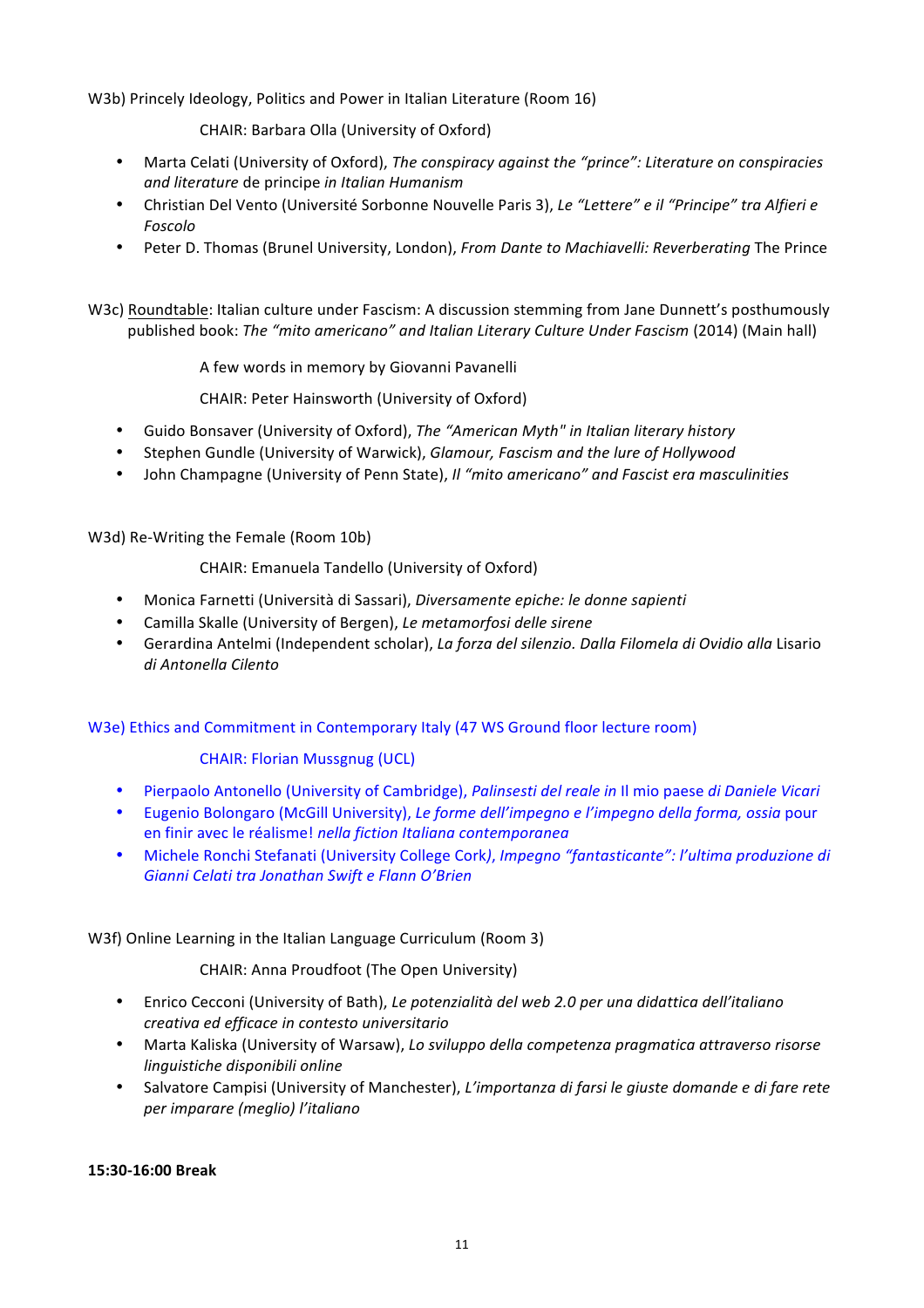W3b) Princely Ideology, Politics and Power in Italian Literature (Room 16)

CHAIR: Barbara Olla (University of Oxford)

- Marta Celati (University of Oxford), *The conspiracy against the "prince": Literature on conspiracies and literature* de principe *in Italian Humanism*
- Christian Del Vento (Université Sorbonne Nouvelle Paris 3), *Le "Lettere" e il "Principe" tra Alfieri e Foscolo*
- Peter D. Thomas (Brunel University, London), *From Dante to Machiavelli: Reverberating* The Prince

W3c) Roundtable: Italian culture under Fascism: A discussion stemming from Jane Dunnett's posthumously published book: *The "mito americano" and Italian Literary Culture Under Fascism* (2014) (Main hall)

A few words in memory by Giovanni Pavanelli

CHAIR: Peter Hainsworth (University of Oxford)

- Guido Bonsaver (University of Oxford), *The "American Myth" in Italian literary history*
- Stephen Gundle (University of Warwick), *Glamour, Fascism and the lure of Hollywood*
- John Champagne (University of Penn State), *Il "mito americano" and Fascist era masculinities*

W3d) Re-Writing the Female (Room 10b)

CHAIR: Emanuela Tandello (University of Oxford)

- Monica Farnetti (Università di Sassari), *Diversamente epiche: le donne sapienti*
- Camilla Skalle (University of Bergen), *Le metamorfosi delle sirene*
- Gerardina Antelmi (Independent scholar), *La forza del silenzio. Dalla Filomela di Ovidio alla* Lisario *di Antonella Cilento*

W3e) Ethics and Commitment in Contemporary Italy (47 WS Ground floor lecture room)

CHAIR: Florian Mussgnug (UCL)

- Pierpaolo Antonello (University of Cambridge), *Palinsesti del reale in* Il mio paese *di Daniele Vicari*
- Eugenio Bolongaro (McGill University), *Le forme dell'impegno e l'impegno della forma, ossia* pour en finir avec le réalisme! *nella fiction Italiana contemporanea*
- Michele Ronchi Stefanati (University College Cork), *Impegno "fantasticante": l'ultima produzione di Gianni Celati tra Jonathan Swift e Flann O'Brien*

W3f) Online Learning in the Italian Language Curriculum (Room 3)

CHAIR: Anna Proudfoot (The Open University)

- Enrico Cecconi (University of Bath), *Le potenzialità del web 2.0 per una didattica dell'italiano creativa ed efficace in contesto universitario*
- Marta Kaliska (University of Warsaw), *Lo sviluppo della competenza pragmatica attraverso risorse linguistiche disponibili online*
- Salvatore Campisi (University of Manchester), *L'importanza di farsi le giuste domande e di fare rete per imparare (meglio) l'italiano*

**15:30-16:00 Break**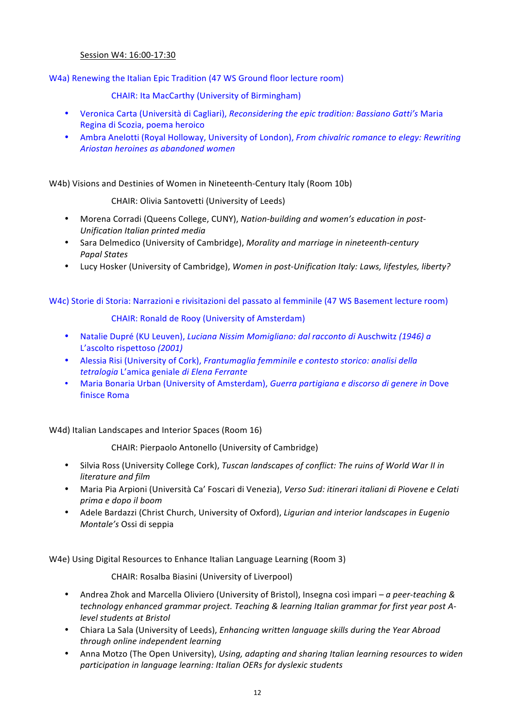Session W4: 16:00-17:30

## W4a) Renewing the Italian Epic Tradition (47 WS Ground floor lecture room)

CHAIR: Ita MacCarthy (University of Birmingham)

- Veronica Carta (Università di Cagliari), *Reconsidering the epic tradition: Bassiano Gatti's* Maria Regina di Scozia, poema heroico
- Ambra Anelotti (Royal Holloway, University of London), *From chivalric romance to elegy: Rewriting Ariostan heroines as abandoned women*

## W4b) Visions and Destinies of Women in Nineteenth-Century Italy (Room 10b)

CHAIR: Olivia Santovetti (University of Leeds)

- Morena Corradi (Queens College, CUNY), *Nation-building and women's education in post-Unification Italian printed media*
- Sara Delmedico (University of Cambridge), *Morality and marriage in nineteenth-century Papal States*
- Lucy Hosker (University of Cambridge), *Women in post-Unification Italy: Laws, lifestyles, liberty?*

## W4c) Storie di Storia: Narrazioni e rivisitazioni del passato al femminile (47 WS Basement lecture room)

CHAIR: Ronald de Rooy (University of Amsterdam)

- Natalie Dupré (KU Leuven), *Luciana Nissim Momigliano: dal racconto di* Auschwitz *(1946) a* L'ascolto rispettoso *(2001)*
- Alessia Risi (University of Cork), *Frantumaglia femminile e contesto storico: analisi della tetralogia* L'amica geniale *di Elena Ferrante*
- Maria Bonaria Urban (University of Amsterdam), *Guerra partigiana e discorso di genere in* Dove finisce Roma

## W4d) Italian Landscapes and Interior Spaces (Room 16)

CHAIR: Pierpaolo Antonello (University of Cambridge)

- Silvia Ross (University College Cork), *Tuscan landscapes of conflict: The ruins of World War II in literature and film*
- Maria Pia Arpioni (Università Ca' Foscari di Venezia), *Verso Sud: itinerari italiani di Piovene e Celati prima e dopo il boom*
- Adele Bardazzi (Christ Church, University of Oxford), *Ligurian and interior landscapes in Eugenio Montale's* Ossi di seppia

## W4e) Using Digital Resources to Enhance Italian Language Learning (Room 3)

CHAIR: Rosalba Biasini (University of Liverpool)

- Andrea Zhok and Marcella Oliviero (University of Bristol), Insegna così impari *– a peer-teaching & technology enhanced grammar project. Teaching & learning Italian grammar for first year post A-level students at Bristol*
- Chiara La Sala (University of Leeds), *Enhancing written language skills during the Year Abroad through online independent learning*
- Anna Motzo (The Open University), *Using, adapting and sharing Italian learning resources to widen participation in language learning: Italian OERs for dyslexic students*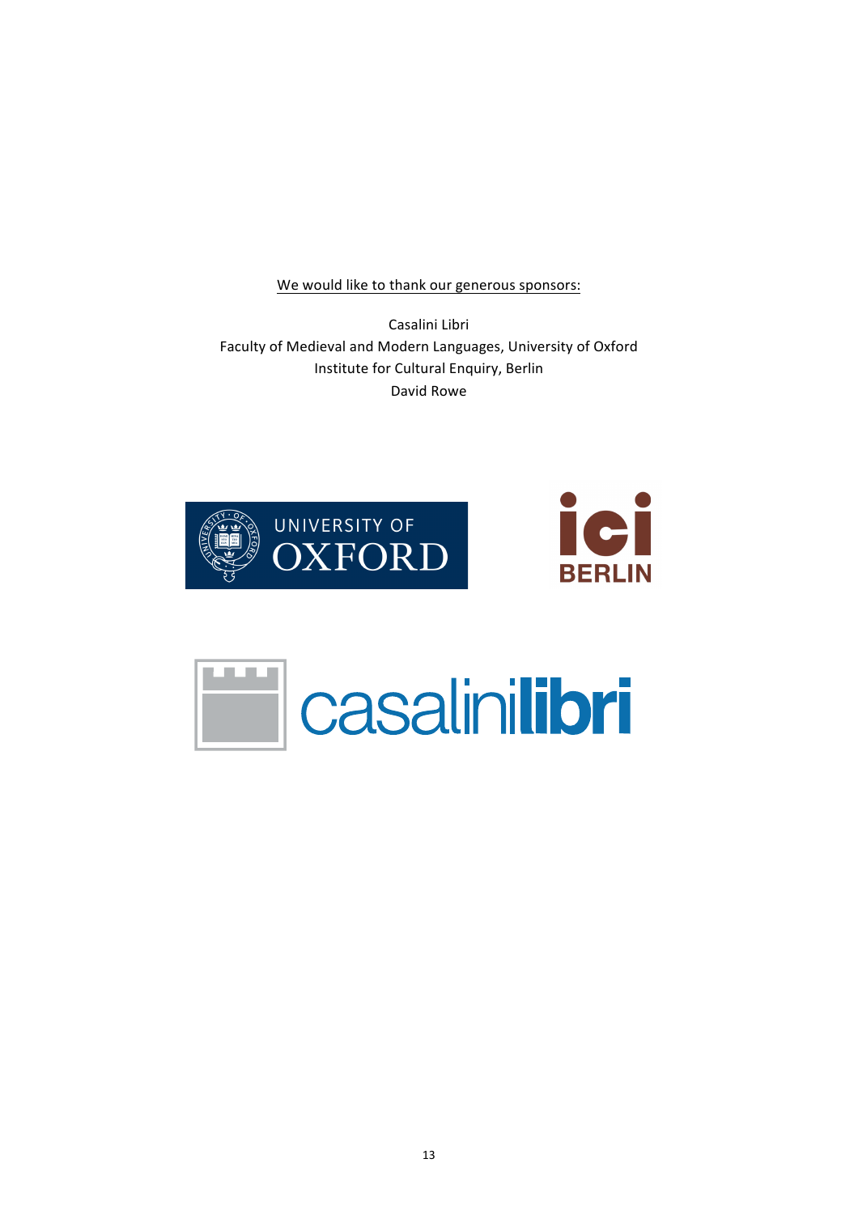We would like to thank our generous sponsors:

Casalini Libri
Faculty of Medieval and Modern Languages, University of Oxford
Institute for Cultural Enquiry, Berlin
David Rowe